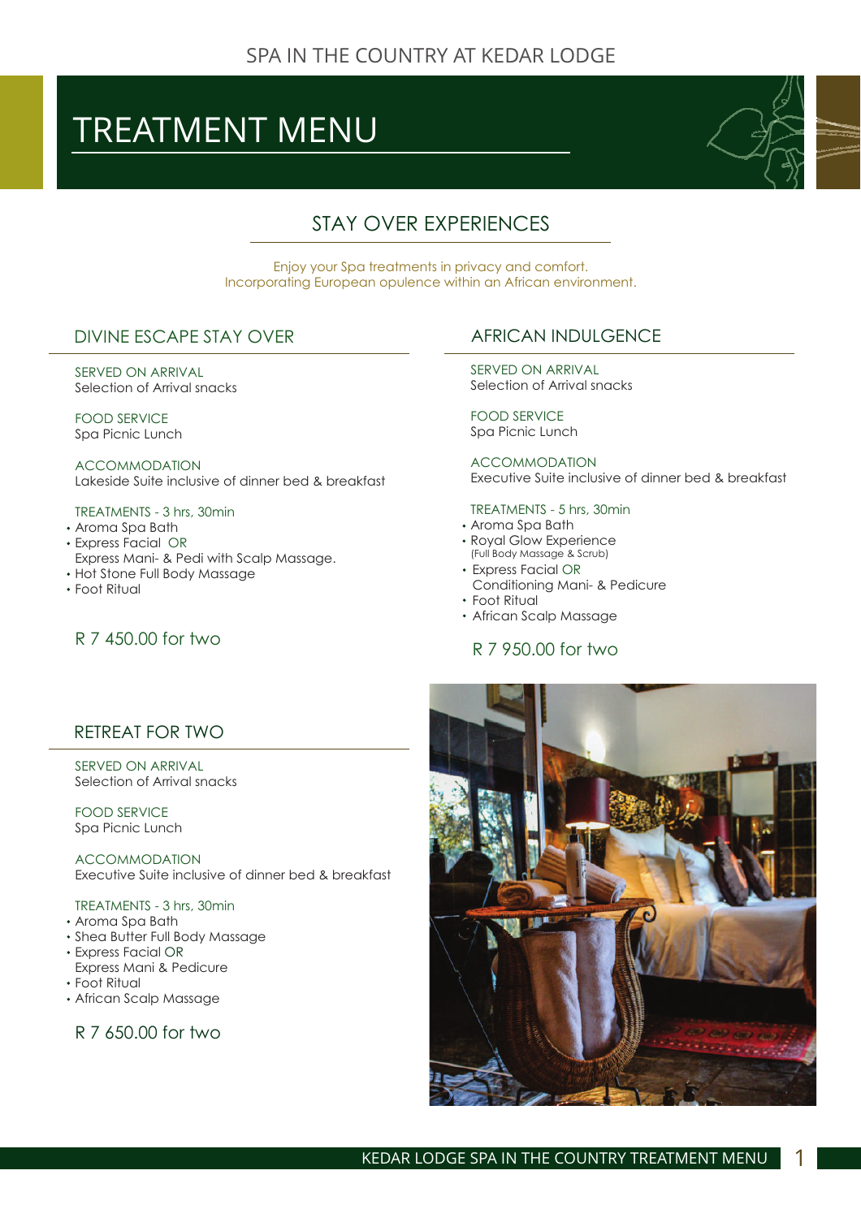SPA IN THE COUNTRY AT KEDAR LODGE

# TREATMENT MENU

## STAY OVER EXPERIENCES

Enjoy your Spa treatments in privacy and comfort.
Incorporating European opulence within an African environment.

### DIVINE ESCAPE STAY OVER

SERVED ON ARRIVAL
Selection of Arrival snacks

FOOD SERVICE
Spa Picnic Lunch

ACCOMMODATION
Lakeside Suite inclusive of dinner bed & breakfast

TREATMENTS - 3 hrs, 30min

- Aroma Spa Bath
- Express Facial OR
  Express Mani- & Pedi with Scalp Massage.
- Hot Stone Full Body Massage
- Foot Ritual

R 7 450.00 for two

### AFRICAN INDULGENCE

SERVED ON ARRIVAL
Selection of Arrival snacks

FOOD SERVICE
Spa Picnic Lunch

ACCOMMODATION
Executive Suite inclusive of dinner bed & breakfast

TREATMENTS - 5 hrs, 30min

- Aroma Spa Bath
- Royal Glow Experience
  (Full Body Massage & Scrub)
- Express Facial OR
  Conditioning Mani- & Pedicure
- Foot Ritual
- African Scalp Massage

R 7 950.00 for two

### RETREAT FOR TWO

SERVED ON ARRIVAL
Selection of Arrival snacks

FOOD SERVICE
Spa Picnic Lunch

ACCOMMODATION
Executive Suite inclusive of dinner bed & breakfast

TREATMENTS - 3 hrs, 30min

- Aroma Spa Bath
- Shea Butter Full Body Massage
- Express Facial OR
  Express Mani & Pedicure
- Foot Ritual
- African Scalp Massage

R 7 650.00 for two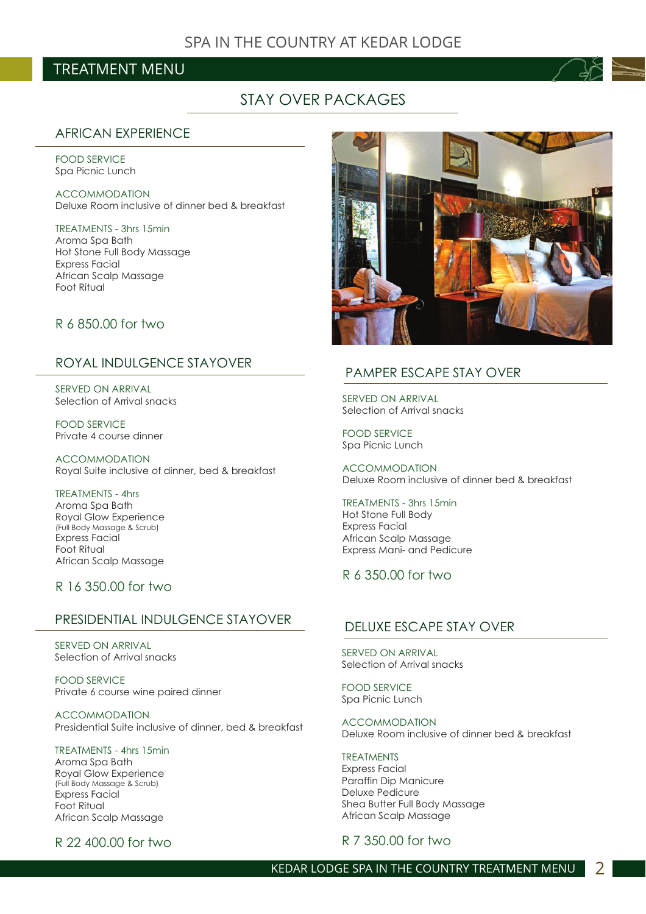# TREATMENT MENU

## STAY OVER PACKAGES

### AFRICAN EXPERIENCE

FOOD SERVICE
Spa Picnic Lunch

ACCOMMODATION
Deluxe Room inclusive of dinner bed & breakfast

TREATMENTS - 3hrs 15min
Aroma Spa Bath
Hot Stone Full Body Massage
Express Facial
African Scalp Massage
Foot Ritual

R 6 850.00 for two

### ROYAL INDULGENCE STAYOVER

SERVED ON ARRIVAL
Selection of Arrival snacks

FOOD SERVICE
Private 4 course dinner

ACCOMMODATION
Royal Suite inclusive of dinner, bed & breakfast

TREATMENTS - 4hrs
Aroma Spa Bath
Royal Glow Experience
(Full Body Massage & Scrub)
Express Facial
Foot Ritual
African Scalp Massage

R 16 350.00 for two

### PRESIDENTIAL INDULGENCE STAYOVER

SERVED ON ARRIVAL
Selection of Arrival snacks

FOOD SERVICE
Private 6 course wine paired dinner

ACCOMMODATION
Presidential Suite inclusive of dinner, bed & breakfast

TREATMENTS - 4hrs 15min
Aroma Spa Bath
Royal Glow Experience
(Full Body Massage & Scrub)
Express Facial
Foot Ritual
African Scalp Massage

R 22 400.00 for two

### PAMPER ESCAPE STAY OVER

SERVED ON ARRIVAL
Selection of Arrival snacks

FOOD SERVICE
Spa Picnic Lunch

ACCOMMODATION
Deluxe Room inclusive of dinner bed & breakfast

TREATMENTS - 3hrs 15min
Hot Stone Full Body
Express Facial
African Scalp Massage
Express Mani- and Pedicure

R 6 350.00 for two

### DELUXE ESCAPE STAY OVER

SERVED ON ARRIVAL
Selection of Arrival snacks

FOOD SERVICE
Spa Picnic Lunch

ACCOMMODATION
Deluxe Room inclusive of dinner bed & breakfast

TREATMENTS
Express Facial
Paraffin Dip Manicure
Deluxe Pedicure
Shea Butter Full Body Massage
African Scalp Massage

R 7 350.00 for two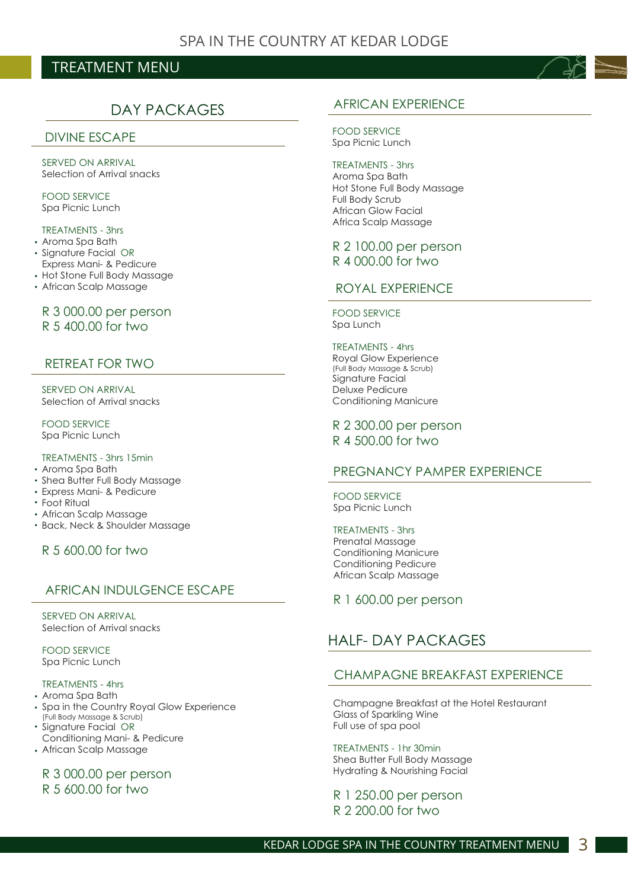# SPA IN THE COUNTRY AT KEDAR LODGE

## TREATMENT MENU

## DAY PACKAGES

### DIVINE ESCAPE

SERVED ON ARRIVAL
Selection of Arrival snacks

FOOD SERVICE
Spa Picnic Lunch

TREATMENTS - 3hrs

- Aroma Spa Bath
- Signature Facial OR
  Express Mani- & Pedicure
- Hot Stone Full Body Massage
- African Scalp Massage

R 3 000.00 per person
R 5 400.00 for two

### RETREAT FOR TWO

SERVED ON ARRIVAL
Selection of Arrival snacks

FOOD SERVICE
Spa Picnic Lunch

TREATMENTS - 3hrs 15min

- Aroma Spa Bath
- Shea Butter Full Body Massage
- Express Mani- & Pedicure
- Foot Ritual
- African Scalp Massage
- Back, Neck & Shoulder Massage

R 5 600.00 for two

### AFRICAN INDULGENCE ESCAPE

SERVED ON ARRIVAL
Selection of Arrival snacks

FOOD SERVICE
Spa Picnic Lunch

TREATMENTS - 4hrs

- Aroma Spa Bath
- Spa in the Country Royal Glow Experience
  (Full Body Massage & Scrub)
- Signature Facial OR
  Conditioning Mani- & Pedicure
- African Scalp Massage

R 3 000.00 per person
R 5 600.00 for two

### AFRICAN EXPERIENCE

FOOD SERVICE
Spa Picnic Lunch

TREATMENTS - 3hrs
Aroma Spa Bath
Hot Stone Full Body Massage
Full Body Scrub
African Glow Facial
Africa Scalp Massage

R 2 100.00 per person
R 4 000.00 for two

### ROYAL EXPERIENCE

FOOD SERVICE
Spa Lunch

TREATMENTS - 4hrs
Royal Glow Experience
(Full Body Massage & Scrub)
Signature Facial
Deluxe Pedicure
Conditioning Manicure

R 2 300.00 per person
R 4 500.00 for two

### PREGNANCY PAMPER EXPERIENCE

FOOD SERVICE
Spa Picnic Lunch

TREATMENTS - 3hrs
Prenatal Massage
Conditioning Manicure
Conditioning Pedicure
African Scalp Massage

R 1 600.00 per person

## HALF- DAY PACKAGES

### CHAMPAGNE BREAKFAST EXPERIENCE

Champagne Breakfast at the Hotel Restaurant
Glass of Sparkling Wine
Full use of spa pool

TREATMENTS - 1hr 30min
Shea Butter Full Body Massage
Hydrating & Nourishing Facial

R 1 250.00 per person
R 2 200.00 for two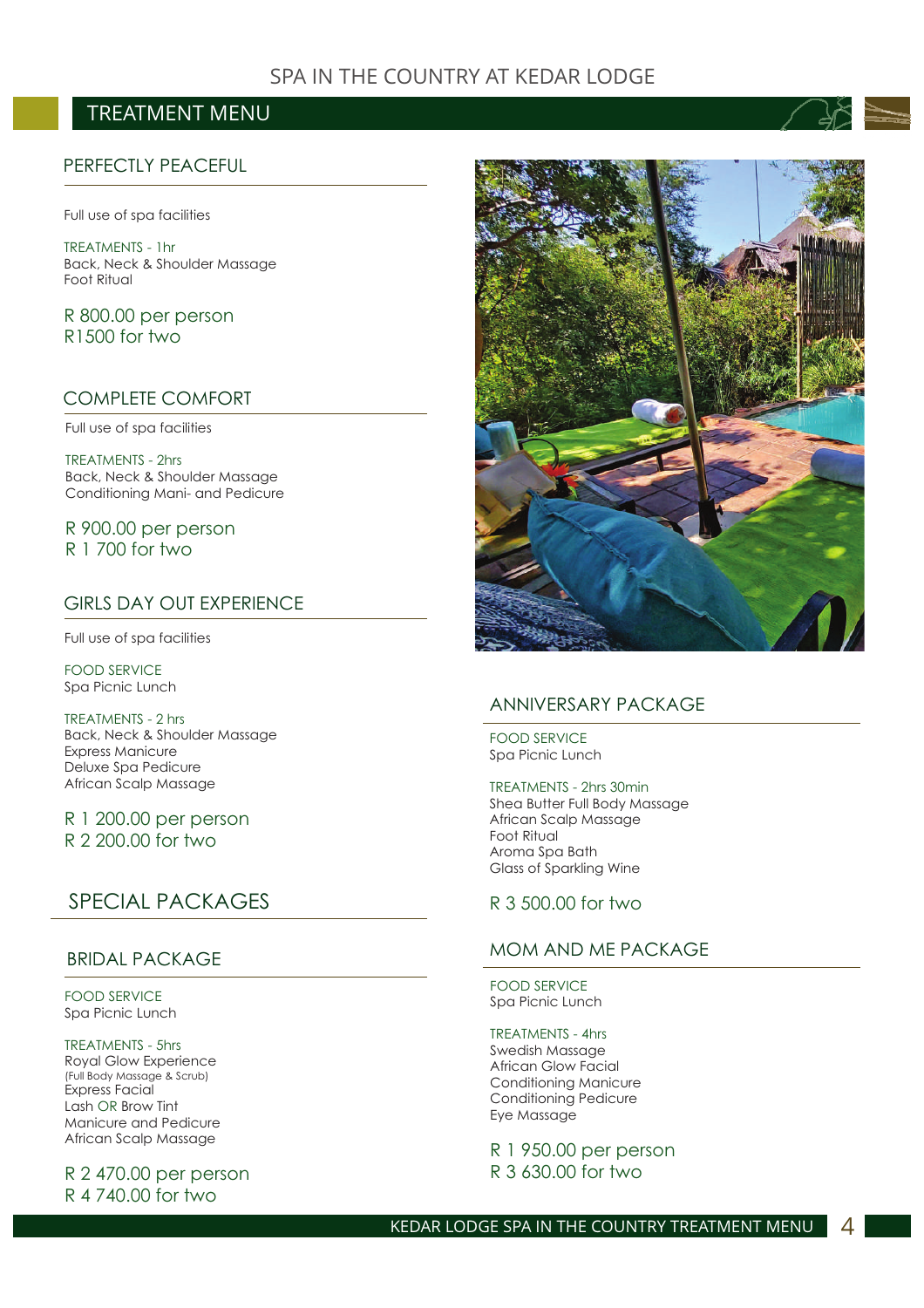# SPA IN THE COUNTRY AT KEDAR LODGE

## TREATMENT MENU

### PERFECTLY PEACEFUL

Full use of spa facilities

TREATMENTS - 1hr
Back, Neck & Shoulder Massage
Foot Ritual

R 800.00 per person
R1500 for two

### COMPLETE COMFORT

Full use of spa facilities

TREATMENTS - 2hrs
Back, Neck & Shoulder Massage
Conditioning Mani- and Pedicure

R 900.00 per person
R 1 700 for two

### GIRLS DAY OUT EXPERIENCE

Full use of spa facilities

FOOD SERVICE
Spa Picnic Lunch

TREATMENTS - 2 hrs
Back, Neck & Shoulder Massage
Express Manicure
Deluxe Spa Pedicure
African Scalp Massage

R 1 200.00 per person
R 2 200.00 for two

## SPECIAL PACKAGES

### BRIDAL PACKAGE

FOOD SERVICE
Spa Picnic Lunch

TREATMENTS - 5hrs
Royal Glow Experience
(Full Body Massage & Scrub)
Express Facial
Lash OR Brow Tint
Manicure and Pedicure
African Scalp Massage

R 2 470.00 per person
R 4 740.00 for two

### ANNIVERSARY PACKAGE

FOOD SERVICE
Spa Picnic Lunch

TREATMENTS - 2hrs 30min
Shea Butter Full Body Massage
African Scalp Massage
Foot Ritual
Aroma Spa Bath
Glass of Sparkling Wine

R 3 500.00 for two

### MOM AND ME PACKAGE

FOOD SERVICE
Spa Picnic Lunch

TREATMENTS - 4hrs
Swedish Massage
African Glow Facial
Conditioning Manicure
Conditioning Pedicure
Eye Massage

R 1 950.00 per person
R 3 630.00 for two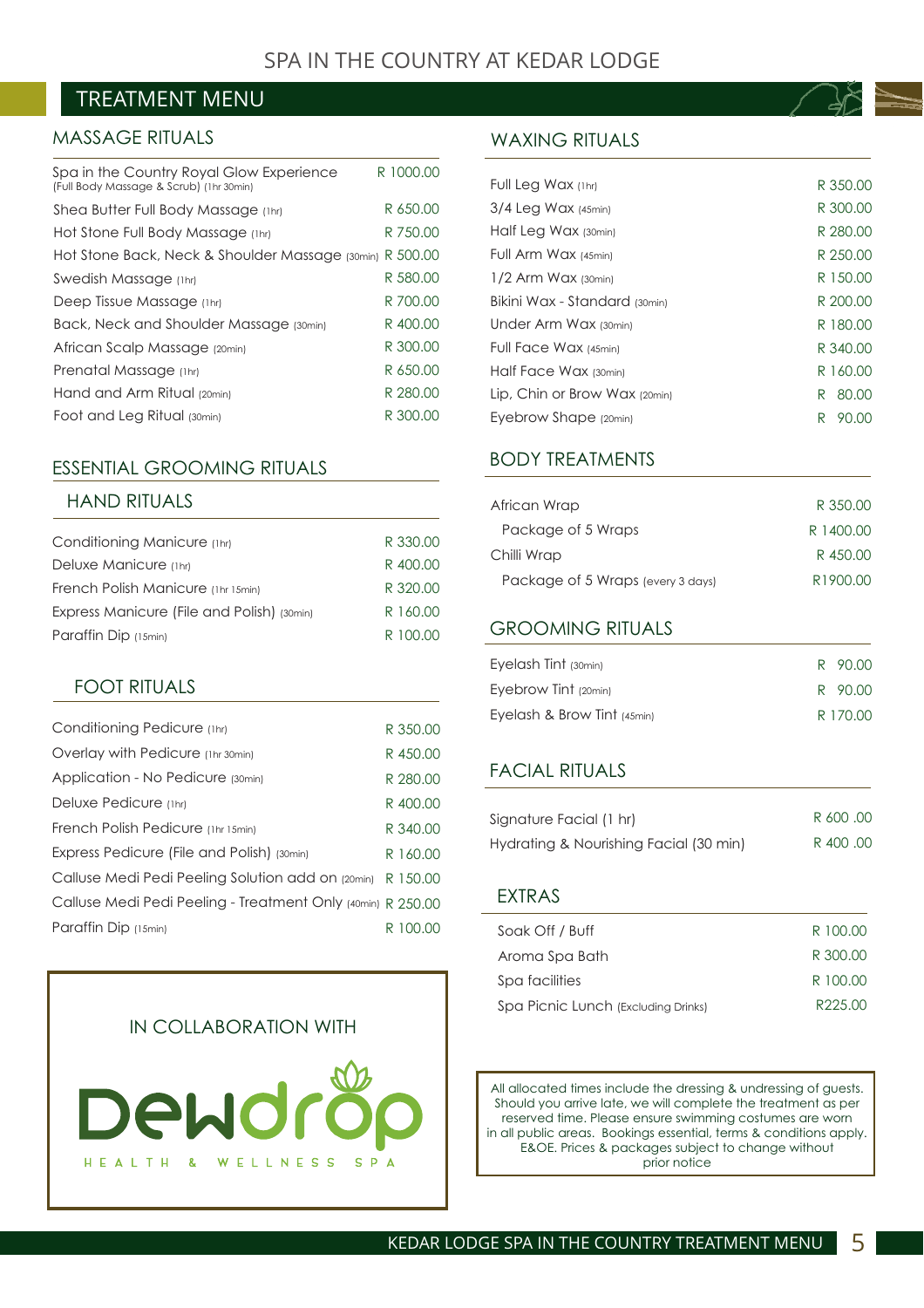# SPA IN THE COUNTRY AT KEDAR LODGE

## TREATMENT MENU

### MASSAGE RITUALS

| | |
|---|---|
| Spa in the Country Royal Glow Experience (Full Body Massage & Scrub) (1hr 30min) | R 1000.00 |
| Shea Butter Full Body Massage (1hr) | R 650.00 |
| Hot Stone Full Body Massage (1hr) | R 750.00 |
| Hot Stone Back, Neck & Shoulder Massage (30min) | R 500.00 |
| Swedish Massage (1hr) | R 580.00 |
| Deep Tissue Massage (1hr) | R 700.00 |
| Back, Neck and Shoulder Massage (30min) | R 400.00 |
| African Scalp Massage (20min) | R 300.00 |
| Prenatal Massage (1hr) | R 650.00 |
| Hand and Arm Ritual (20min) | R 280.00 |
| Foot and Leg Ritual (30min) | R 300.00 |

### ESSENTIAL GROOMING RITUALS

#### HAND RITUALS

| | |
|---|---|
| Conditioning Manicure (1hr) | R 330.00 |
| Deluxe Manicure (1hr) | R 400.00 |
| French Polish Manicure (1hr 15min) | R 320.00 |
| Express Manicure (File and Polish) (30min) | R 160.00 |
| Paraffin Dip (15min) | R 100.00 |

#### FOOT RITUALS

| | |
|---|---|
| Conditioning Pedicure (1hr) | R 350.00 |
| Overlay with Pedicure (1hr 30min) | R 450.00 |
| Application - No Pedicure (30min) | R 280.00 |
| Deluxe Pedicure (1hr) | R 400.00 |
| French Polish Pedicure (1hr 15min) | R 340.00 |
| Express Pedicure (File and Polish) (30min) | R 160.00 |
| Calluse Medi Pedi Peeling Solution add on (20min) | R 150.00 |
| Calluse Medi Pedi Peeling - Treatment Only (40min) | R 250.00 |
| Paraffin Dip (15min) | R 100.00 |

IN COLLABORATION WITH

Dewdrop HEALTH & WELLNESS SPA

### WAXING RITUALS

| | |
|---|---|
| Full Leg Wax (1hr) | R 350.00 |
| 3/4 Leg Wax (45min) | R 300.00 |
| Half Leg Wax (30min) | R 280.00 |
| Full Arm Wax (45min) | R 250.00 |
| 1/2 Arm Wax (30min) | R 150.00 |
| Bikini Wax - Standard (30min) | R 200.00 |
| Under Arm Wax (30min) | R 180.00 |
| Full Face Wax (45min) | R 340.00 |
| Half Face Wax (30min) | R 160.00 |
| Lip, Chin or Brow Wax (20min) | R 80.00 |
| Eyebrow Shape (20min) | R 90.00 |

### BODY TREATMENTS

| | |
|---|---|
| African Wrap | R 350.00 |
| Package of 5 Wraps | R 1400.00 |
| Chilli Wrap | R 450.00 |
| Package of 5 Wraps (every 3 days) | R1900.00 |

### GROOMING RITUALS

| | |
|---|---|
| Eyelash Tint (30min) | R 90.00 |
| Eyebrow Tint (20min) | R 90.00 |
| Eyelash & Brow Tint (45min) | R 170.00 |

### FACIAL RITUALS

| | |
|---|---|
| Signature Facial (1 hr) | R 600 .00 |
| Hydrating & Nourishing Facial (30 min) | R 400 .00 |

### EXTRAS

| | |
|---|---|
| Soak Off / Buff | R 100.00 |
| Aroma Spa Bath | R 300.00 |
| Spa facilities | R 100.00 |
| Spa Picnic Lunch (Excluding Drinks) | R225.00 |

All allocated times include the dressing & undressing of guests. Should you arrive late, we will complete the treatment as per reserved time. Please ensure swimming costumes are worn in all public areas. Bookings essential, terms & conditions apply. E&OE. Prices & packages subject to change without prior notice